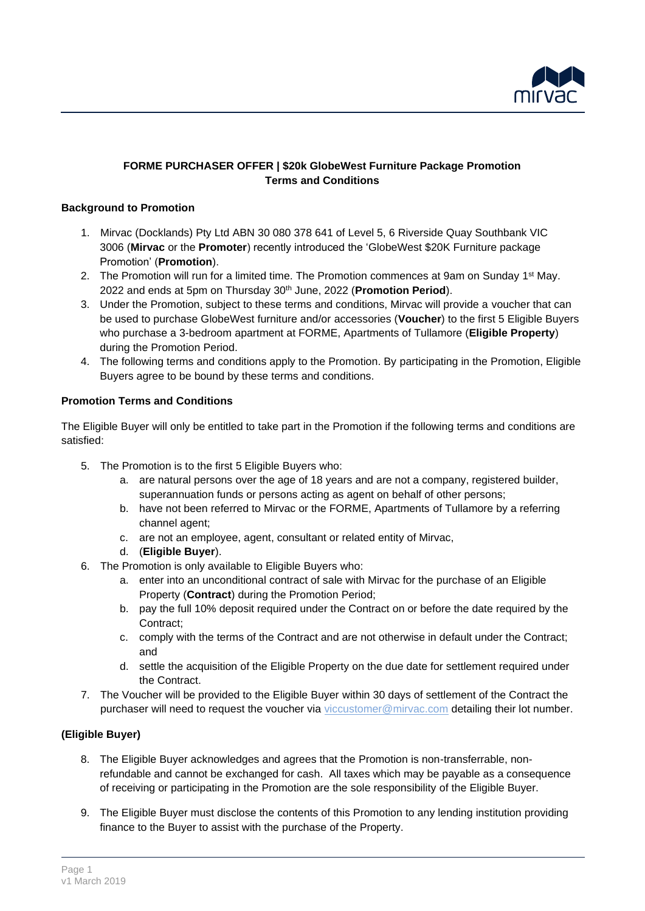**FORME PURCHASER OFFER | $20k GlobeWest Furniture Package Promotion Terms and Conditions**

**Background to Promotion**

1. Mirvac (Docklands) Pty Ltd ABN 30 080 378 641 of Level 5, 6 Riverside Quay Southbank VIC 3006 (**Mirvac** or the **Promoter**) recently introduced the 'GlobeWest $20K Furniture package Promotion' (**Promotion**).
2. The Promotion will run for a limited time. The Promotion commences at 9am on Sunday 1st May. 2022 and ends at 5pm on Thursday 30th June, 2022 (**Promotion Period**).
3. Under the Promotion, subject to these terms and conditions, Mirvac will provide a voucher that can be used to purchase GlobeWest furniture and/or accessories (**Voucher**) to the first 5 Eligible Buyers who purchase a 3-bedroom apartment at FORME, Apartments of Tullamore (**Eligible Property**) during the Promotion Period.
4. The following terms and conditions apply to the Promotion. By participating in the Promotion, Eligible Buyers agree to be bound by these terms and conditions.

**Promotion Terms and Conditions**

The Eligible Buyer will only be entitled to take part in the Promotion if the following terms and conditions are satisfied:

5. The Promotion is to the first 5 Eligible Buyers who:
   a. are natural persons over the age of 18 years and are not a company, registered builder, superannuation funds or persons acting as agent on behalf of other persons;
   b. have not been referred to Mirvac or the FORME, Apartments of Tullamore by a referring channel agent;
   c. are not an employee, agent, consultant or related entity of Mirvac,
   d. (**Eligible Buyer**).
6. The Promotion is only available to Eligible Buyers who:
   a. enter into an unconditional contract of sale with Mirvac for the purchase of an Eligible Property (**Contract**) during the Promotion Period;
   b. pay the full 10% deposit required under the Contract on or before the date required by the Contract;
   c. comply with the terms of the Contract and are not otherwise in default under the Contract; and
   d. settle the acquisition of the Eligible Property on the due date for settlement required under the Contract.
7. The Voucher will be provided to the Eligible Buyer within 30 days of settlement of the Contract the purchaser will need to request the voucher via viccustomer@mirvac.com detailing their lot number.

**(Eligible Buyer)**

8. The Eligible Buyer acknowledges and agrees that the Promotion is non-transferrable, non-refundable and cannot be exchanged for cash. All taxes which may be payable as a consequence of receiving or participating in the Promotion are the sole responsibility of the Eligible Buyer.
9. The Eligible Buyer must disclose the contents of this Promotion to any lending institution providing finance to the Buyer to assist with the purchase of the Property.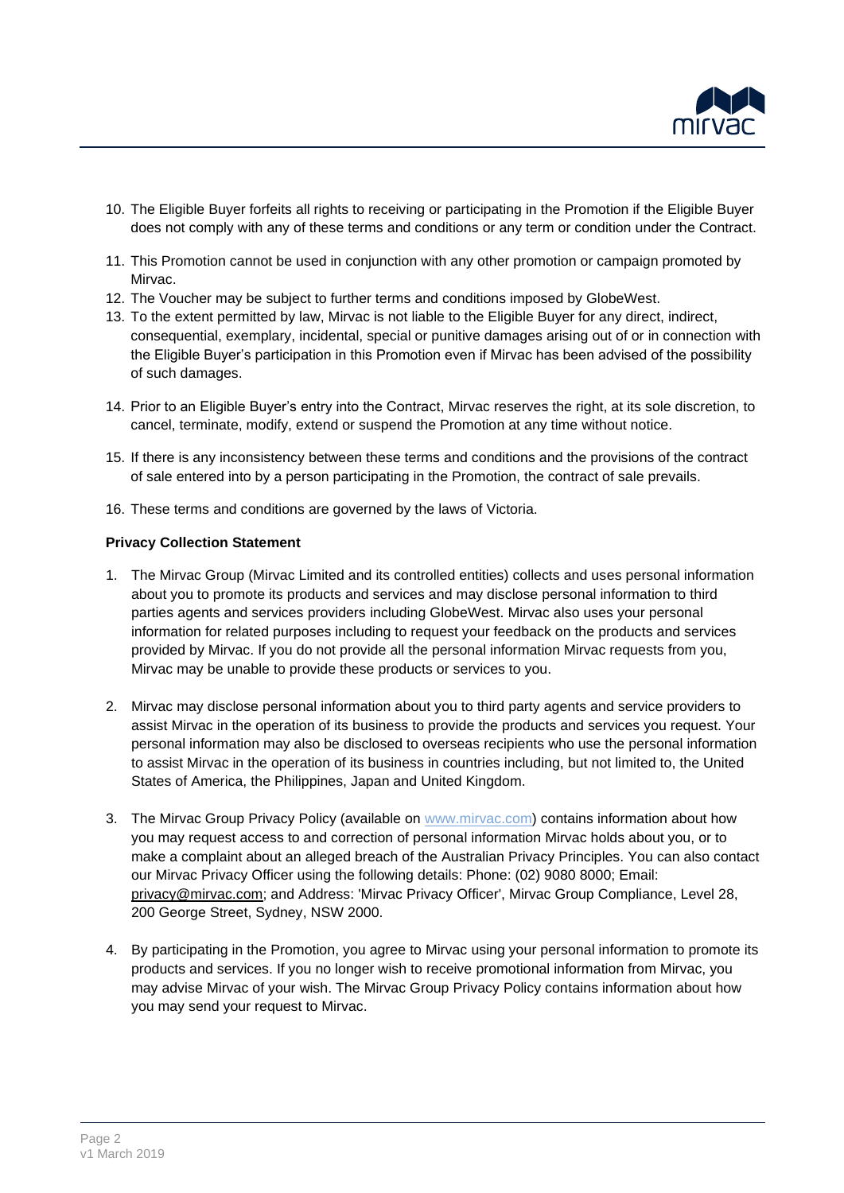10. The Eligible Buyer forfeits all rights to receiving or participating in the Promotion if the Eligible Buyer does not comply with any of these terms and conditions or any term or condition under the Contract.
11. This Promotion cannot be used in conjunction with any other promotion or campaign promoted by Mirvac.
12. The Voucher may be subject to further terms and conditions imposed by GlobeWest.
13. To the extent permitted by law, Mirvac is not liable to the Eligible Buyer for any direct, indirect, consequential, exemplary, incidental, special or punitive damages arising out of or in connection with the Eligible Buyer's participation in this Promotion even if Mirvac has been advised of the possibility of such damages.
14. Prior to an Eligible Buyer's entry into the Contract, Mirvac reserves the right, at its sole discretion, to cancel, terminate, modify, extend or suspend the Promotion at any time without notice.
15. If there is any inconsistency between these terms and conditions and the provisions of the contract of sale entered into by a person participating in the Promotion, the contract of sale prevails.
16. These terms and conditions are governed by the laws of Victoria.

**Privacy Collection Statement**

1. The Mirvac Group (Mirvac Limited and its controlled entities) collects and uses personal information about you to promote its products and services and may disclose personal information to third parties agents and services providers including GlobeWest. Mirvac also uses your personal information for related purposes including to request your feedback on the products and services provided by Mirvac. If you do not provide all the personal information Mirvac requests from you, Mirvac may be unable to provide these products or services to you.
2. Mirvac may disclose personal information about you to third party agents and service providers to assist Mirvac in the operation of its business to provide the products and services you request. Your personal information may also be disclosed to overseas recipients who use the personal information to assist Mirvac in the operation of its business in countries including, but not limited to, the United States of America, the Philippines, Japan and United Kingdom.
3. The Mirvac Group Privacy Policy (available on www.mirvac.com) contains information about how you may request access to and correction of personal information Mirvac holds about you, or to make a complaint about an alleged breach of the Australian Privacy Principles. You can also contact our Mirvac Privacy Officer using the following details: Phone: (02) 9080 8000; Email: privacy@mirvac.com; and Address: 'Mirvac Privacy Officer', Mirvac Group Compliance, Level 28, 200 George Street, Sydney, NSW 2000.
4. By participating in the Promotion, you agree to Mirvac using your personal information to promote its products and services. If you no longer wish to receive promotional information from Mirvac, you may advise Mirvac of your wish. The Mirvac Group Privacy Policy contains information about how you may send your request to Mirvac.